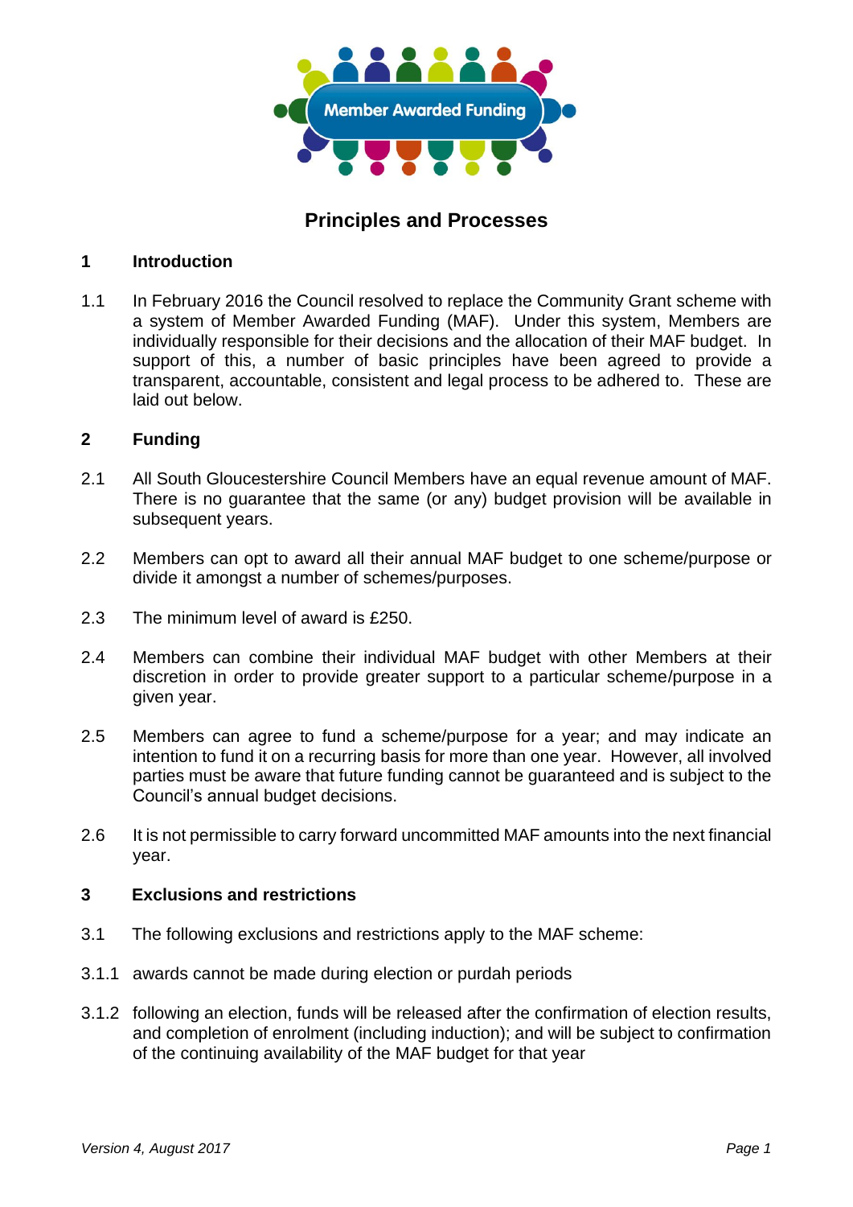Member Awarded Funding

# Principles and Processes

## 1 Introduction

1.1 In February 2016 the Council resolved to replace the Community Grant scheme with a system of Member Awarded Funding (MAF). Under this system, Members are individually responsible for their decisions and the allocation of their MAF budget. In support of this, a number of basic principles have been agreed to provide a transparent, accountable, consistent and legal process to be adhered to. These are laid out below.

## 2 Funding

2.1 All South Gloucestershire Council Members have an equal revenue amount of MAF. There is no guarantee that the same (or any) budget provision will be available in subsequent years.

2.2 Members can opt to award all their annual MAF budget to one scheme/purpose or divide it amongst a number of schemes/purposes.

2.3 The minimum level of award is £250.

2.4 Members can combine their individual MAF budget with other Members at their discretion in order to provide greater support to a particular scheme/purpose in a given year.

2.5 Members can agree to fund a scheme/purpose for a year; and may indicate an intention to fund it on a recurring basis for more than one year. However, all involved parties must be aware that future funding cannot be guaranteed and is subject to the Council's annual budget decisions.

2.6 It is not permissible to carry forward uncommitted MAF amounts into the next financial year.

## 3 Exclusions and restrictions

3.1 The following exclusions and restrictions apply to the MAF scheme:

3.1.1 awards cannot be made during election or purdah periods

3.1.2 following an election, funds will be released after the confirmation of election results, and completion of enrolment (including induction); and will be subject to confirmation of the continuing availability of the MAF budget for that year

*Version 4, August 2017*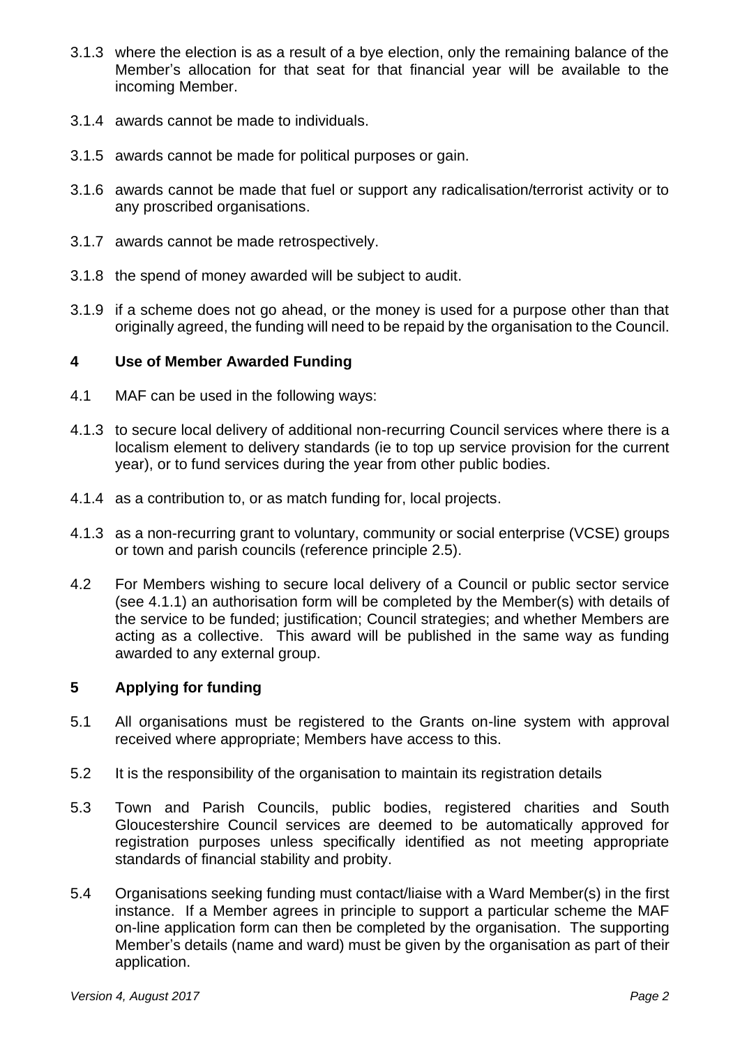3.1.3 where the election is as a result of a bye election, only the remaining balance of the Member's allocation for that seat for that financial year will be available to the incoming Member.

3.1.4 awards cannot be made to individuals.

3.1.5 awards cannot be made for political purposes or gain.

3.1.6 awards cannot be made that fuel or support any radicalisation/terrorist activity or to any proscribed organisations.

3.1.7 awards cannot be made retrospectively.

3.1.8 the spend of money awarded will be subject to audit.

3.1.9 if a scheme does not go ahead, or the money is used for a purpose other than that originally agreed, the funding will need to be repaid by the organisation to the Council.

## 4 Use of Member Awarded Funding

4.1 MAF can be used in the following ways:

4.1.3 to secure local delivery of additional non-recurring Council services where there is a localism element to delivery standards (ie to top up service provision for the current year), or to fund services during the year from other public bodies.

4.1.4 as a contribution to, or as match funding for, local projects.

4.1.3 as a non-recurring grant to voluntary, community or social enterprise (VCSE) groups or town and parish councils (reference principle 2.5).

4.2 For Members wishing to secure local delivery of a Council or public sector service (see 4.1.1) an authorisation form will be completed by the Member(s) with details of the service to be funded; justification; Council strategies; and whether Members are acting as a collective. This award will be published in the same way as funding awarded to any external group.

## 5 Applying for funding

5.1 All organisations must be registered to the Grants on-line system with approval received where appropriate; Members have access to this.

5.2 It is the responsibility of the organisation to maintain its registration details

5.3 Town and Parish Councils, public bodies, registered charities and South Gloucestershire Council services are deemed to be automatically approved for registration purposes unless specifically identified as not meeting appropriate standards of financial stability and probity.

5.4 Organisations seeking funding must contact/liaise with a Ward Member(s) in the first instance. If a Member agrees in principle to support a particular scheme the MAF on-line application form can then be completed by the organisation. The supporting Member's details (name and ward) must be given by the organisation as part of their application.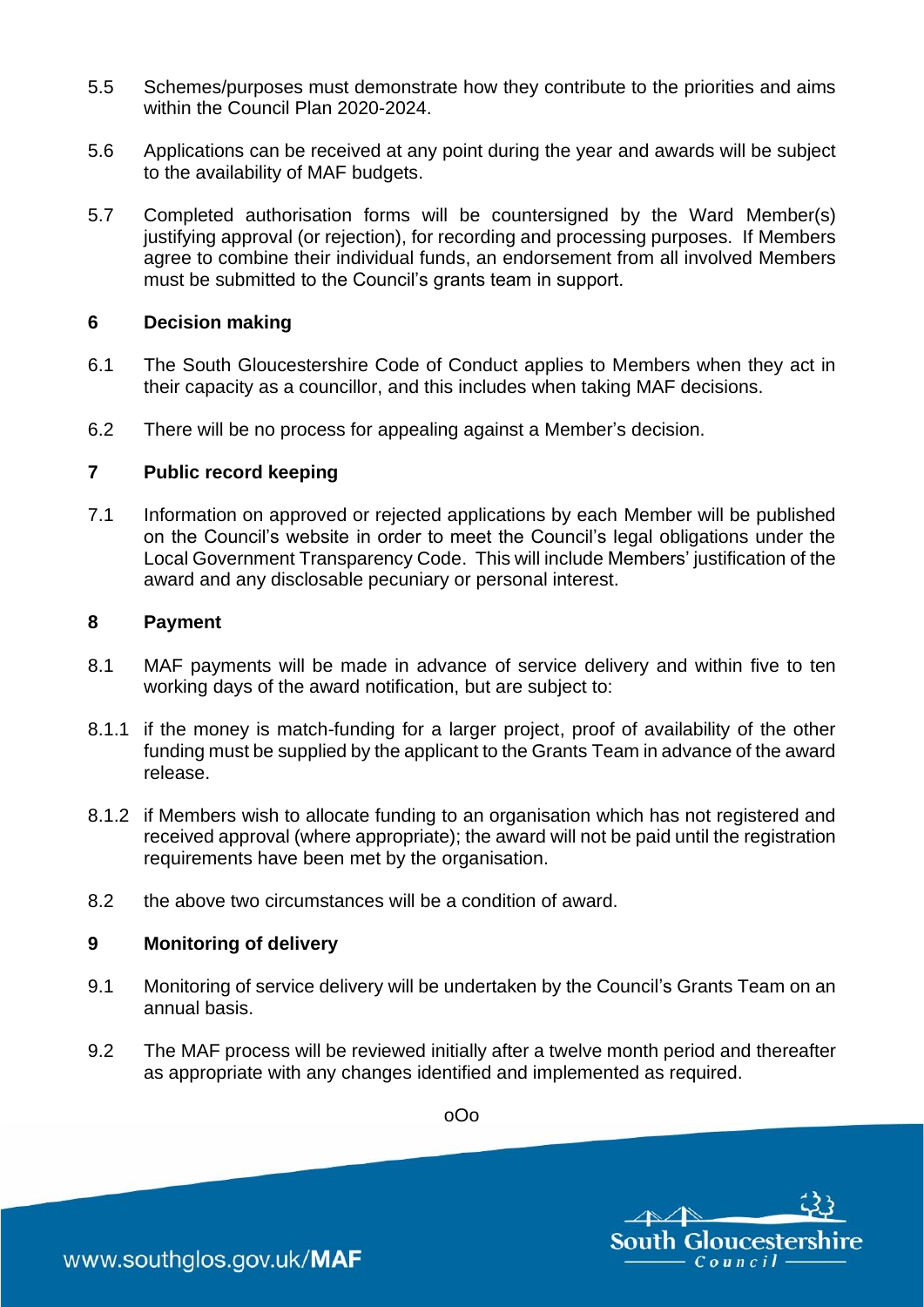5.5 Schemes/purposes must demonstrate how they contribute to the priorities and aims within the Council Plan 2020-2024.

5.6 Applications can be received at any point during the year and awards will be subject to the availability of MAF budgets.

5.7 Completed authorisation forms will be countersigned by the Ward Member(s) justifying approval (or rejection), for recording and processing purposes. If Members agree to combine their individual funds, an endorsement from all involved Members must be submitted to the Council's grants team in support.

## 6 Decision making

6.1 The South Gloucestershire Code of Conduct applies to Members when they act in their capacity as a councillor, and this includes when taking MAF decisions.

6.2 There will be no process for appealing against a Member's decision.

## 7 Public record keeping

7.1 Information on approved or rejected applications by each Member will be published on the Council's website in order to meet the Council's legal obligations under the Local Government Transparency Code. This will include Members' justification of the award and any disclosable pecuniary or personal interest.

## 8 Payment

8.1 MAF payments will be made in advance of service delivery and within five to ten working days of the award notification, but are subject to:

8.1.1 if the money is match-funding for a larger project, proof of availability of the other funding must be supplied by the applicant to the Grants Team in advance of the award release.

8.1.2 if Members wish to allocate funding to an organisation which has not registered and received approval (where appropriate); the award will not be paid until the registration requirements have been met by the organisation.

8.2 the above two circumstances will be a condition of award.

## 9 Monitoring of delivery

9.1 Monitoring of service delivery will be undertaken by the Council's Grants Team on an annual basis.

9.2 The MAF process will be reviewed initially after a twelve month period and thereafter as appropriate with any changes identified and implemented as required.

oOo

www.southglos.gov.uk/**MAF**

South Gloucestershire Council